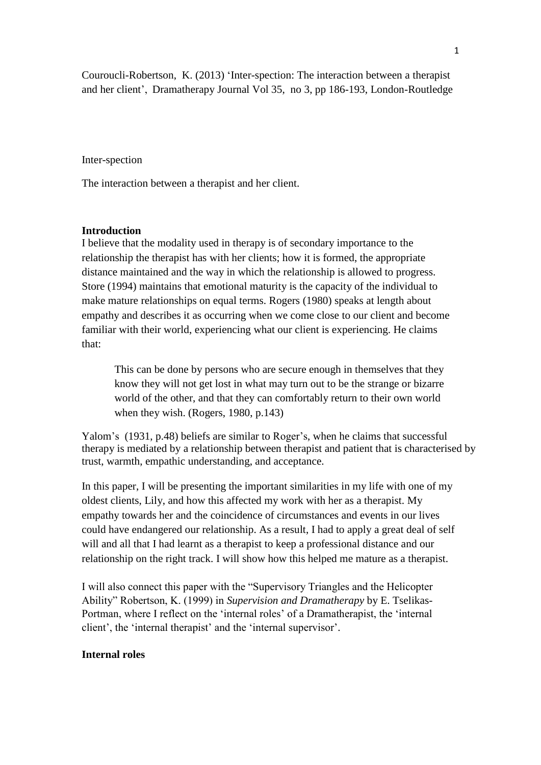Couroucli-Robertson, K. (2013) 'Inter-spection: The interaction between a therapist and her client', Dramatherapy Journal Vol 35, no 3, pp 186-193, London-Routledge

Inter-spection

The interaction between a therapist and her client.

## Introduction

I believe that the modality used in therapy is of secondary importance to the relationship the therapist has with her clients; how it is formed, the appropriate distance maintained and the way in which the relationship is allowed to progress. Store (1994) maintains that emotional maturity is the capacity of the individual to make mature relationships on equal terms. Rogers (1980) speaks at length about empathy and describes it as occurring when we come close to our client and become familiar with their world, experiencing what our client is experiencing. He claims that:

> This can be done by persons who are secure enough in themselves that they know they will not get lost in what may turn out to be the strange or bizarre world of the other, and that they can comfortably return to their own world when they wish. (Rogers, 1980, p.143)

Yalom's (1931, p.48) beliefs are similar to Roger's, when he claims that successful therapy is mediated by a relationship between therapist and patient that is characterised by trust, warmth, empathic understanding, and acceptance.

In this paper, I will be presenting the important similarities in my life with one of my oldest clients, Lily, and how this affected my work with her as a therapist. My empathy towards her and the coincidence of circumstances and events in our lives could have endangered our relationship. As a result, I had to apply a great deal of self will and all that I had learnt as a therapist to keep a professional distance and our relationship on the right track. I will show how this helped me mature as a therapist.

I will also connect this paper with the "Supervisory Triangles and the Helicopter Ability" Robertson, K. (1999) in *Supervision and Dramatherapy* by E. Tselikas-Portman, where I reflect on the 'internal roles' of a Dramatherapist, the 'internal client', the 'internal therapist' and the 'internal supervisor'.

## Internal roles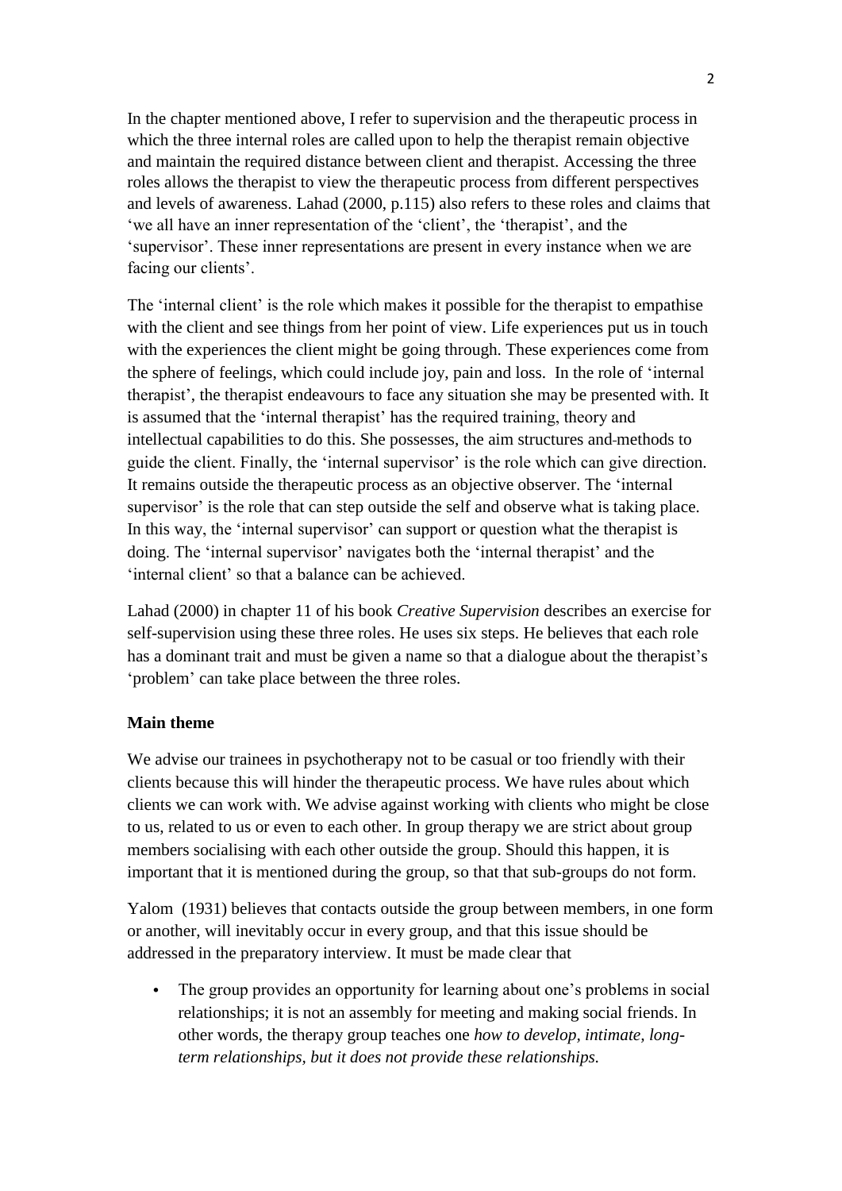In the chapter mentioned above, I refer to supervision and the therapeutic process in which the three internal roles are called upon to help the therapist remain objective and maintain the required distance between client and therapist. Accessing the three roles allows the therapist to view the therapeutic process from different perspectives and levels of awareness. Lahad (2000, p.115) also refers to these roles and claims that 'we all have an inner representation of the 'client', the 'therapist', and the 'supervisor'. These inner representations are present in every instance when we are facing our clients'.

The 'internal client' is the role which makes it possible for the therapist to empathise with the client and see things from her point of view. Life experiences put us in touch with the experiences the client might be going through. These experiences come from the sphere of feelings, which could include joy, pain and loss. In the role of 'internal therapist', the therapist endeavours to face any situation she may be presented with. It is assumed that the 'internal therapist' has the required training, theory and intellectual capabilities to do this. She possesses, the aim structures and methods to guide the client. Finally, the 'internal supervisor' is the role which can give direction. It remains outside the therapeutic process as an objective observer. The 'internal supervisor' is the role that can step outside the self and observe what is taking place. In this way, the 'internal supervisor' can support or question what the therapist is doing. The 'internal supervisor' navigates both the 'internal therapist' and the 'internal client' so that a balance can be achieved.

Lahad (2000) in chapter 11 of his book *Creative Supervision* describes an exercise for self-supervision using these three roles. He uses six steps. He believes that each role has a dominant trait and must be given a name so that a dialogue about the therapist's 'problem' can take place between the three roles.

**Main theme**

We advise our trainees in psychotherapy not to be casual or too friendly with their clients because this will hinder the therapeutic process. We have rules about which clients we can work with. We advise against working with clients who might be close to us, related to us or even to each other. In group therapy we are strict about group members socialising with each other outside the group. Should this happen, it is important that it is mentioned during the group, so that that sub-groups do not form.

Yalom (1931) believes that contacts outside the group between members, in one form or another, will inevitably occur in every group, and that this issue should be addressed in the preparatory interview. It must be made clear that

- The group provides an opportunity for learning about one's problems in social relationships; it is not an assembly for meeting and making social friends. In other words, the therapy group teaches one *how to develop, intimate, long-term relationships, but it does not provide these relationships.*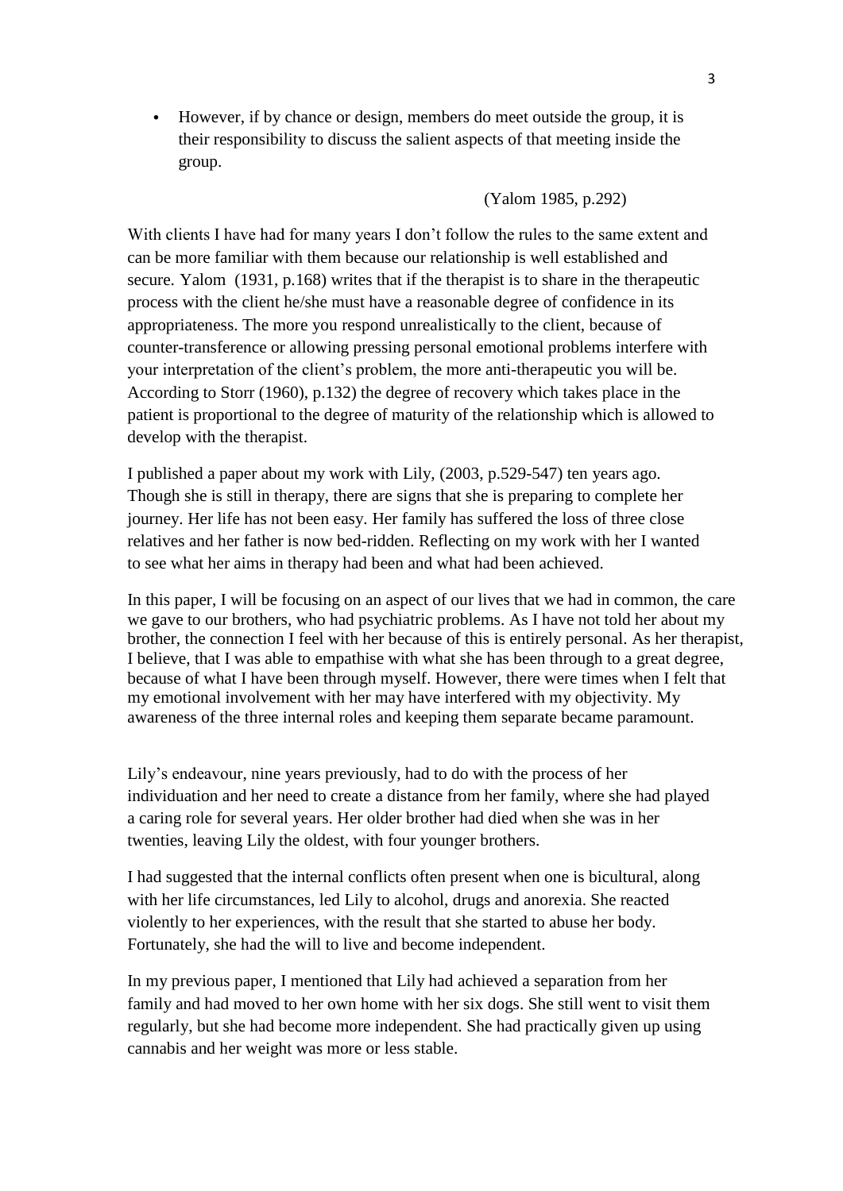- However, if by chance or design, members do meet outside the group, it is their responsibility to discuss the salient aspects of that meeting inside the group.

(Yalom 1985, p.292)

With clients I have had for many years I don't follow the rules to the same extent and can be more familiar with them because our relationship is well established and secure. Yalom (1931, p.168) writes that if the therapist is to share in the therapeutic process with the client he/she must have a reasonable degree of confidence in its appropriateness. The more you respond unrealistically to the client, because of counter-transference or allowing pressing personal emotional problems interfere with your interpretation of the client's problem, the more anti-therapeutic you will be. According to Storr (1960), p.132) the degree of recovery which takes place in the patient is proportional to the degree of maturity of the relationship which is allowed to develop with the therapist.

I published a paper about my work with Lily, (2003, p.529-547) ten years ago. Though she is still in therapy, there are signs that she is preparing to complete her journey. Her life has not been easy. Her family has suffered the loss of three close relatives and her father is now bed-ridden. Reflecting on my work with her I wanted to see what her aims in therapy had been and what had been achieved.

In this paper, I will be focusing on an aspect of our lives that we had in common, the care we gave to our brothers, who had psychiatric problems. As I have not told her about my brother, the connection I feel with her because of this is entirely personal. As her therapist, I believe, that I was able to empathise with what she has been through to a great degree, because of what I have been through myself. However, there were times when I felt that my emotional involvement with her may have interfered with my objectivity. My awareness of the three internal roles and keeping them separate became paramount.

Lily's endeavour, nine years previously, had to do with the process of her individuation and her need to create a distance from her family, where she had played a caring role for several years. Her older brother had died when she was in her twenties, leaving Lily the oldest, with four younger brothers.

I had suggested that the internal conflicts often present when one is bicultural, along with her life circumstances, led Lily to alcohol, drugs and anorexia. She reacted violently to her experiences, with the result that she started to abuse her body. Fortunately, she had the will to live and become independent.

In my previous paper, I mentioned that Lily had achieved a separation from her family and had moved to her own home with her six dogs. She still went to visit them regularly, but she had become more independent. She had practically given up using cannabis and her weight was more or less stable.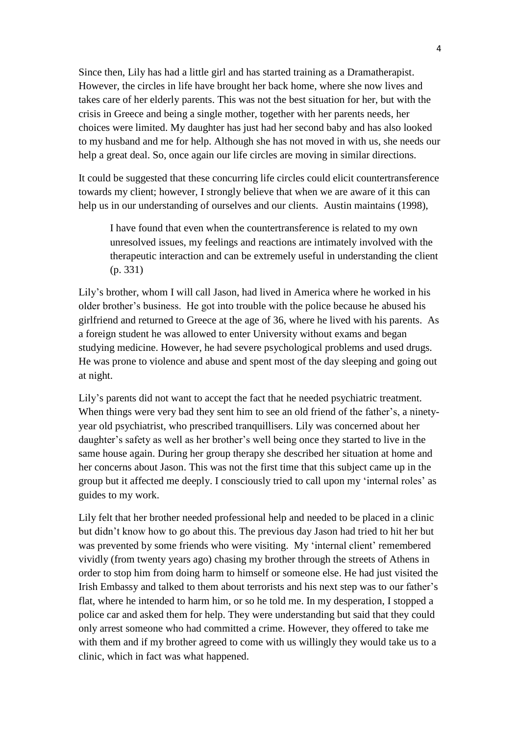Since then, Lily has had a little girl and has started training as a Dramatherapist. However, the circles in life have brought her back home, where she now lives and takes care of her elderly parents. This was not the best situation for her, but with the crisis in Greece and being a single mother, together with her parents needs, her choices were limited. My daughter has just had her second baby and has also looked to my husband and me for help. Although she has not moved in with us, she needs our help a great deal. So, once again our life circles are moving in similar directions.

It could be suggested that these concurring life circles could elicit countertransference towards my client; however, I strongly believe that when we are aware of it this can help us in our understanding of ourselves and our clients. Austin maintains (1998),

> I have found that even when the countertransference is related to my own unresolved issues, my feelings and reactions are intimately involved with the therapeutic interaction and can be extremely useful in understanding the client (p. 331)

Lily's brother, whom I will call Jason, had lived in America where he worked in his older brother's business. He got into trouble with the police because he abused his girlfriend and returned to Greece at the age of 36, where he lived with his parents. As a foreign student he was allowed to enter University without exams and began studying medicine. However, he had severe psychological problems and used drugs. He was prone to violence and abuse and spent most of the day sleeping and going out at night.

Lily's parents did not want to accept the fact that he needed psychiatric treatment. When things were very bad they sent him to see an old friend of the father's, a ninety-year old psychiatrist, who prescribed tranquillisers. Lily was concerned about her daughter's safety as well as her brother's well being once they started to live in the same house again. During her group therapy she described her situation at home and her concerns about Jason. This was not the first time that this subject came up in the group but it affected me deeply. I consciously tried to call upon my 'internal roles' as guides to my work.

Lily felt that her brother needed professional help and needed to be placed in a clinic but didn't know how to go about this. The previous day Jason had tried to hit her but was prevented by some friends who were visiting. My 'internal client' remembered vividly (from twenty years ago) chasing my brother through the streets of Athens in order to stop him from doing harm to himself or someone else. He had just visited the Irish Embassy and talked to them about terrorists and his next step was to our father's flat, where he intended to harm him, or so he told me. In my desperation, I stopped a police car and asked them for help. They were understanding but said that they could only arrest someone who had committed a crime. However, they offered to take me with them and if my brother agreed to come with us willingly they would take us to a clinic, which in fact was what happened.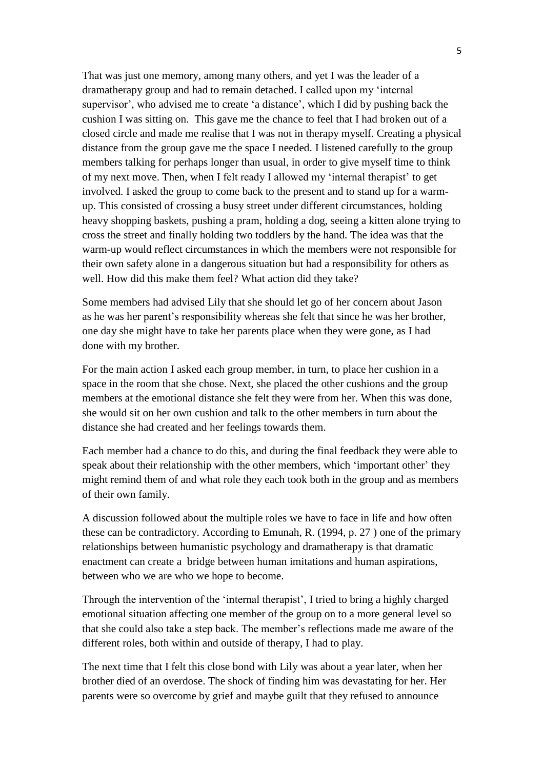That was just one memory, among many others, and yet I was the leader of a dramatherapy group and had to remain detached. I called upon my 'internal supervisor', who advised me to create 'a distance', which I did by pushing back the cushion I was sitting on. This gave me the chance to feel that I had broken out of a closed circle and made me realise that I was not in therapy myself. Creating a physical distance from the group gave me the space I needed. I listened carefully to the group members talking for perhaps longer than usual, in order to give myself time to think of my next move. Then, when I felt ready I allowed my 'internal therapist' to get involved. I asked the group to come back to the present and to stand up for a warm-up. This consisted of crossing a busy street under different circumstances, holding heavy shopping baskets, pushing a pram, holding a dog, seeing a kitten alone trying to cross the street and finally holding two toddlers by the hand. The idea was that the warm-up would reflect circumstances in which the members were not responsible for their own safety alone in a dangerous situation but had a responsibility for others as well. How did this make them feel? What action did they take?

Some members had advised Lily that she should let go of her concern about Jason as he was her parent's responsibility whereas she felt that since he was her brother, one day she might have to take her parents place when they were gone, as I had done with my brother.

For the main action I asked each group member, in turn, to place her cushion in a space in the room that she chose. Next, she placed the other cushions and the group members at the emotional distance she felt they were from her. When this was done, she would sit on her own cushion and talk to the other members in turn about the distance she had created and her feelings towards them.

Each member had a chance to do this, and during the final feedback they were able to speak about their relationship with the other members, which 'important other' they might remind them of and what role they each took both in the group and as members of their own family.

A discussion followed about the multiple roles we have to face in life and how often these can be contradictory. According to Emunah, R. (1994, p. 27 ) one of the primary relationships between humanistic psychology and dramatherapy is that dramatic enactment can create a bridge between human imitations and human aspirations, between who we are who we hope to become.

Through the intervention of the 'internal therapist', I tried to bring a highly charged emotional situation affecting one member of the group on to a more general level so that she could also take a step back. The member's reflections made me aware of the different roles, both within and outside of therapy, I had to play.

The next time that I felt this close bond with Lily was about a year later, when her brother died of an overdose. The shock of finding him was devastating for her. Her parents were so overcome by grief and maybe guilt that they refused to announce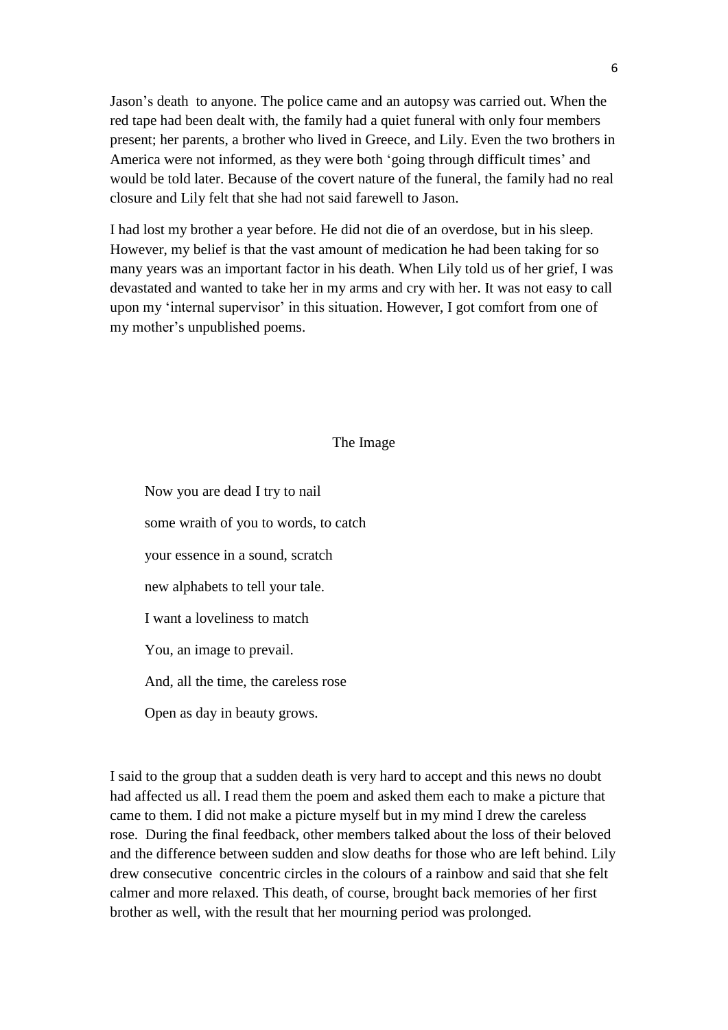Jason's death to anyone. The police came and an autopsy was carried out. When the red tape had been dealt with, the family had a quiet funeral with only four members present; her parents, a brother who lived in Greece, and Lily. Even the two brothers in America were not informed, as they were both 'going through difficult times' and would be told later. Because of the covert nature of the funeral, the family had no real closure and Lily felt that she had not said farewell to Jason.

I had lost my brother a year before. He did not die of an overdose, but in his sleep. However, my belief is that the vast amount of medication he had been taking for so many years was an important factor in his death. When Lily told us of her grief, I was devastated and wanted to take her in my arms and cry with her. It was not easy to call upon my 'internal supervisor' in this situation. However, I got comfort from one of my mother's unpublished poems.

### The Image

> Now you are dead I try to nail
>
> some wraith of you to words, to catch
>
> your essence in a sound, scratch
>
> new alphabets to tell your tale.
>
> I want a loveliness to match
>
> You, an image to prevail.
>
> And, all the time, the careless rose
>
> Open as day in beauty grows.

I said to the group that a sudden death is very hard to accept and this news no doubt had affected us all. I read them the poem and asked them each to make a picture that came to them. I did not make a picture myself but in my mind I drew the careless rose. During the final feedback, other members talked about the loss of their beloved and the difference between sudden and slow deaths for those who are left behind. Lily drew consecutive concentric circles in the colours of a rainbow and said that she felt calmer and more relaxed. This death, of course, brought back memories of her first brother as well, with the result that her mourning period was prolonged.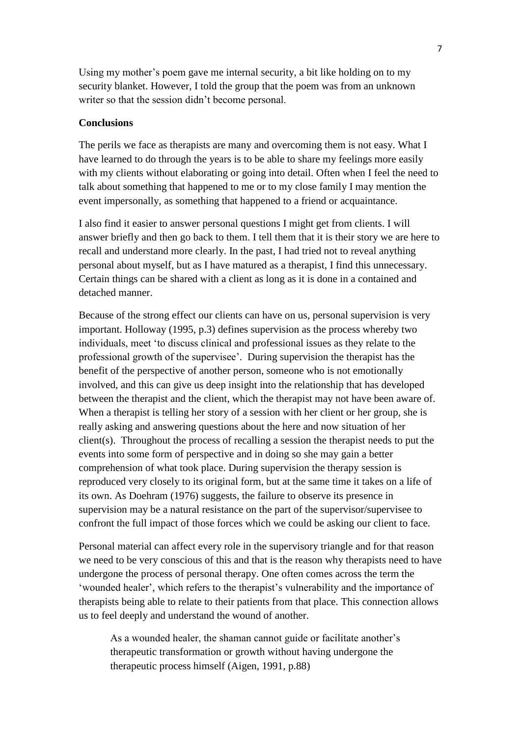Using my mother's poem gave me internal security, a bit like holding on to my security blanket. However, I told the group that the poem was from an unknown writer so that the session didn't become personal.

**Conclusions**

The perils we face as therapists are many and overcoming them is not easy. What I have learned to do through the years is to be able to share my feelings more easily with my clients without elaborating or going into detail. Often when I feel the need to talk about something that happened to me or to my close family I may mention the event impersonally, as something that happened to a friend or acquaintance.

I also find it easier to answer personal questions I might get from clients. I will answer briefly and then go back to them. I tell them that it is their story we are here to recall and understand more clearly. In the past, I had tried not to reveal anything personal about myself, but as I have matured as a therapist, I find this unnecessary. Certain things can be shared with a client as long as it is done in a contained and detached manner.

Because of the strong effect our clients can have on us, personal supervision is very important. Holloway (1995, p.3) defines supervision as the process whereby two individuals, meet 'to discuss clinical and professional issues as they relate to the professional growth of the supervisee'. During supervision the therapist has the benefit of the perspective of another person, someone who is not emotionally involved, and this can give us deep insight into the relationship that has developed between the therapist and the client, which the therapist may not have been aware of. When a therapist is telling her story of a session with her client or her group, she is really asking and answering questions about the here and now situation of her client(s). Throughout the process of recalling a session the therapist needs to put the events into some form of perspective and in doing so she may gain a better comprehension of what took place. During supervision the therapy session is reproduced very closely to its original form, but at the same time it takes on a life of its own. As Doehram (1976) suggests, the failure to observe its presence in supervision may be a natural resistance on the part of the supervisor/supervisee to confront the full impact of those forces which we could be asking our client to face.

Personal material can affect every role in the supervisory triangle and for that reason we need to be very conscious of this and that is the reason why therapists need to have undergone the process of personal therapy. One often comes across the term the 'wounded healer', which refers to the therapist's vulnerability and the importance of therapists being able to relate to their patients from that place. This connection allows us to feel deeply and understand the wound of another.

> As a wounded healer, the shaman cannot guide or facilitate another's therapeutic transformation or growth without having undergone the therapeutic process himself (Aigen, 1991, p.88)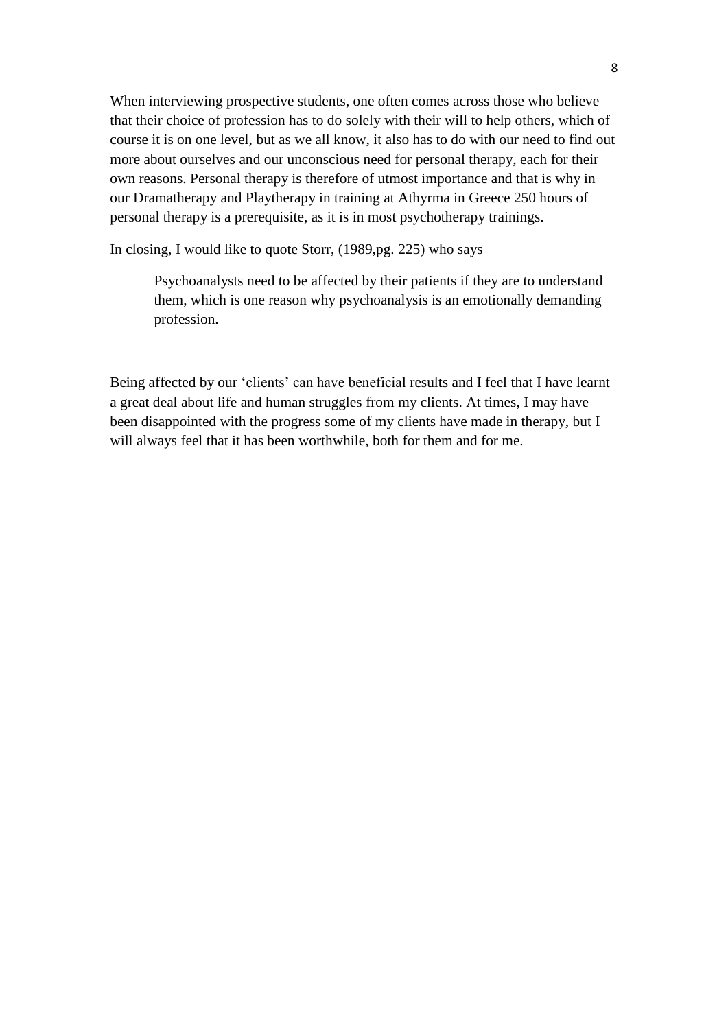When interviewing prospective students, one often comes across those who believe that their choice of profession has to do solely with their will to help others, which of course it is on one level, but as we all know, it also has to do with our need to find out more about ourselves and our unconscious need for personal therapy, each for their own reasons. Personal therapy is therefore of utmost importance and that is why in our Dramatherapy and Playtherapy in training at Athyrma in Greece 250 hours of personal therapy is a prerequisite, as it is in most psychotherapy trainings.

In closing, I would like to quote Storr, (1989,pg. 225) who says

> Psychoanalysts need to be affected by their patients if they are to understand them, which is one reason why psychoanalysis is an emotionally demanding profession.

Being affected by our 'clients' can have beneficial results and I feel that I have learnt a great deal about life and human struggles from my clients. At times, I may have been disappointed with the progress some of my clients have made in therapy, but I will always feel that it has been worthwhile, both for them and for me.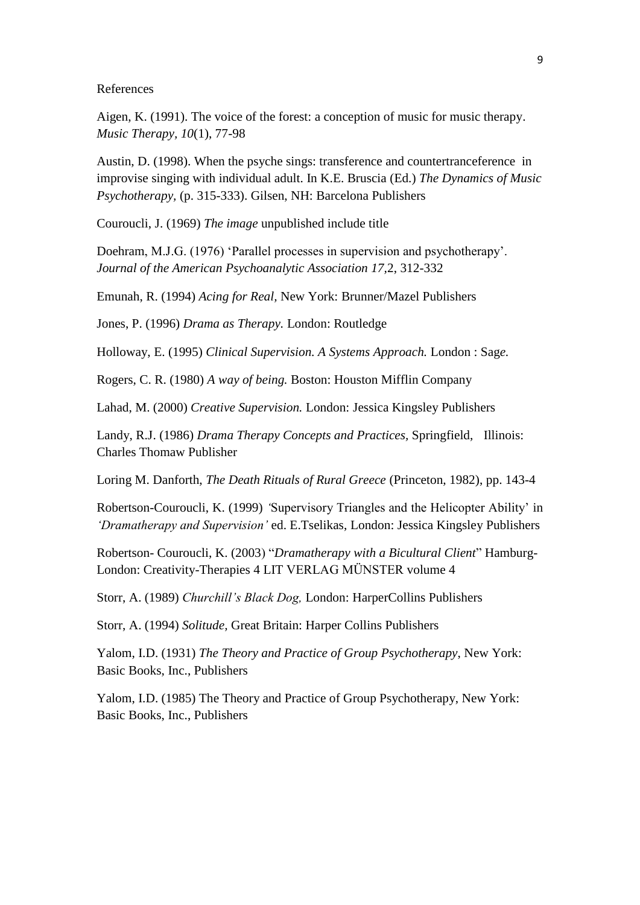References

Aigen, K. (1991). The voice of the forest: a conception of music for music therapy. *Music Therapy, 10*(1), 77-98

Austin, D. (1998). When the psyche sings: transference and countertranceference in improvise singing with individual adult. In K.E. Bruscia (Ed.) *The Dynamics of Music Psychotherapy,* (p. 315-333). Gilsen, NH: Barcelona Publishers

Couroucli, J. (1969) *The image* unpublished include title

Doehram, M.J.G. (1976) 'Parallel processes in supervision and psychotherapy'. *Journal of the American Psychoanalytic Association 17,*2, 312-332

Emunah, R. (1994) *Acing for Real,* New York: Brunner/Mazel Publishers

Jones, P. (1996) *Drama as Therapy.* London: Routledge

Holloway, E. (1995) *Clinical Supervision. A Systems Approach.* London : Sag*e.*

Rogers, C. R. (1980) *A way of being.* Boston: Houston Mifflin Company

Lahad, M. (2000) *Creative Supervision.* London: Jessica Kingsley Publishers

Landy, R.J. (1986) *Drama Therapy Concepts and Practices,* Springfield, Illinois: Charles Thomaw Publisher

Loring M. Danforth, *The Death Rituals of Rural Greece* (Princeton, 1982), pp. 143-4

Robertson-Couroucli, K. (1999) *'*Supervisory Triangles and the Helicopter Ability' in *'Dramatherapy and Supervision'* ed. E.Tselikas, London: Jessica Kingsley Publishers

Robertson- Couroucli, K. (2003) "*Dramatherapy with a Bicultural Client*" Hamburg-London: Creativity-Therapies 4 LIT VERLAG MÜNSTER volume 4

Storr, A. (1989) *Churchill's Black Dog,* London: HarperCollins Publishers

Storr, A. (1994) *Solitude,* Great Britain: Harper Collins Publishers

Yalom, I.D. (1931) *The Theory and Practice of Group Psychotherapy*, New York: Basic Books, Inc., Publishers

Yalom, I.D. (1985) The Theory and Practice of Group Psychotherapy, New York: Basic Books, Inc., Publishers